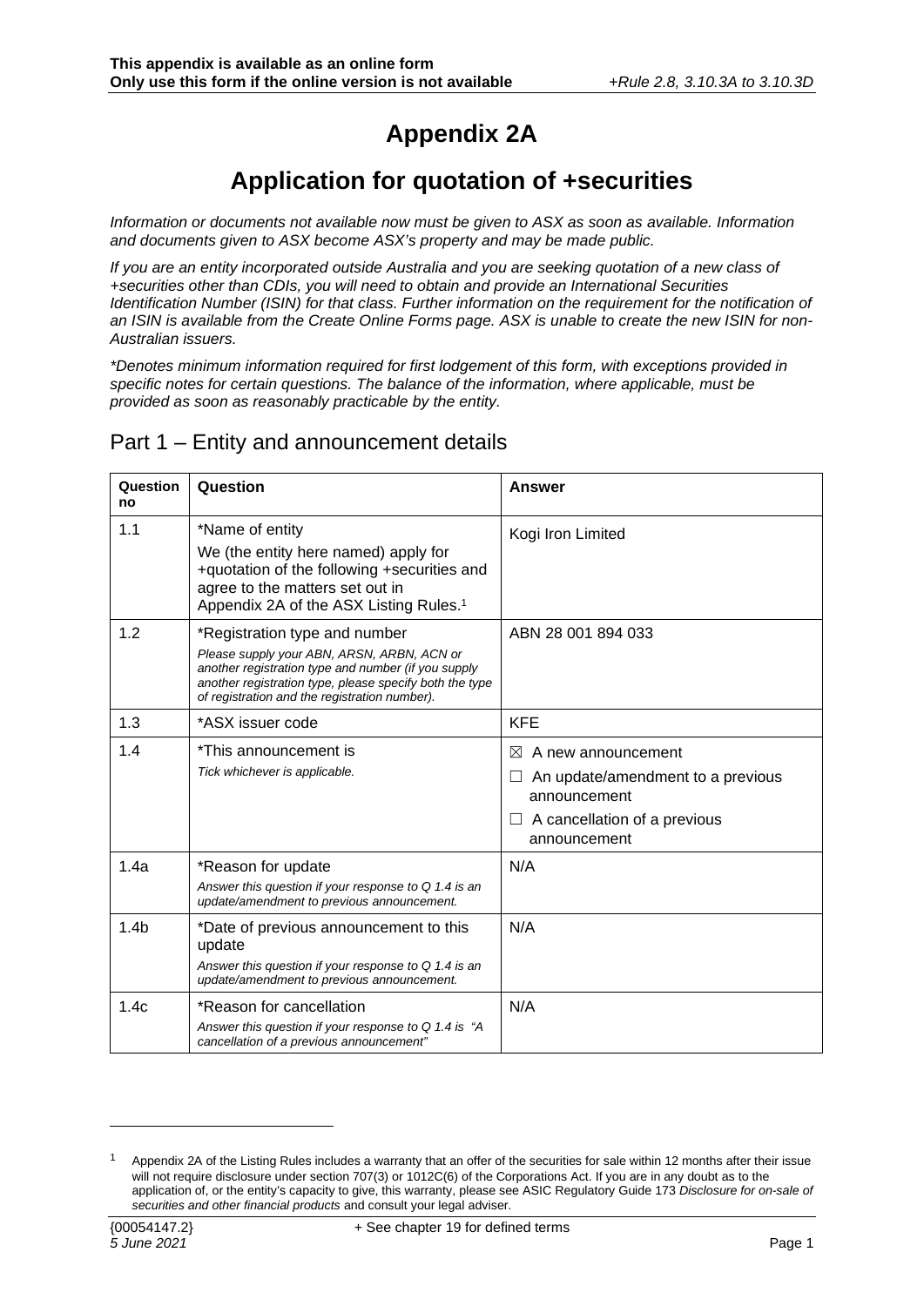**This appendix is available as an online form**
**Only use this form if the online version is not available** *+Rule 2.8, 3.10.3A to 3.10.3D*

# Appendix 2A

## Application for quotation of +securities

*Information or documents not available now must be given to ASX as soon as available. Information and documents given to ASX become ASX's property and may be made public.*

*If you are an entity incorporated outside Australia and you are seeking quotation of a new class of +securities other than CDIs, you will need to obtain and provide an International Securities Identification Number (ISIN) for that class. Further information on the requirement for the notification of an ISIN is available from the Create Online Forms page. ASX is unable to create the new ISIN for non-Australian issuers.*

*\*Denotes minimum information required for first lodgement of this form, with exceptions provided in specific notes for certain questions. The balance of the information, where applicable, must be provided as soon as reasonably practicable by the entity.*

## Part 1 – Entity and announcement details

| Question no | Question | Answer |
|---|---|---|
| 1.1 | *Name of entity<br>We (the entity here named) apply for +quotation of the following +securities and agree to the matters set out in Appendix 2A of the ASX Listing Rules.[1] | Kogi Iron Limited |
| 1.2 | *Registration type and number<br>*Please supply your ABN, ARSN, ARBN, ACN or another registration type and number (if you supply another registration type, please specify both the type of registration and the registration number).* | ABN 28 001 894 033 |
| 1.3 | *ASX issuer code | KFE |
| 1.4 | *This announcement is<br>*Tick whichever is applicable.* | ☒ A new announcement<br>☐ An update/amendment to a previous announcement<br>☐ A cancellation of a previous announcement |
| 1.4a | *Reason for update<br>*Answer this question if your response to Q 1.4 is an update/amendment to previous announcement.* | N/A |
| 1.4b | *Date of previous announcement to this update<br>*Answer this question if your response to Q 1.4 is an update/amendment to previous announcement.* | N/A |
| 1.4c | *Reason for cancellation<br>*Answer this question if your response to Q 1.4 is "A cancellation of a previous announcement"* | N/A |

[1] Appendix 2A of the Listing Rules includes a warranty that an offer of the securities for sale within 12 months after their issue will not require disclosure under section 707(3) or 1012C(6) of the Corporations Act. If you are in any doubt as to the application of, or the entity's capacity to give, this warranty, please see ASIC Regulatory Guide 173 *Disclosure for on-sale of securities and other financial products* and consult your legal adviser.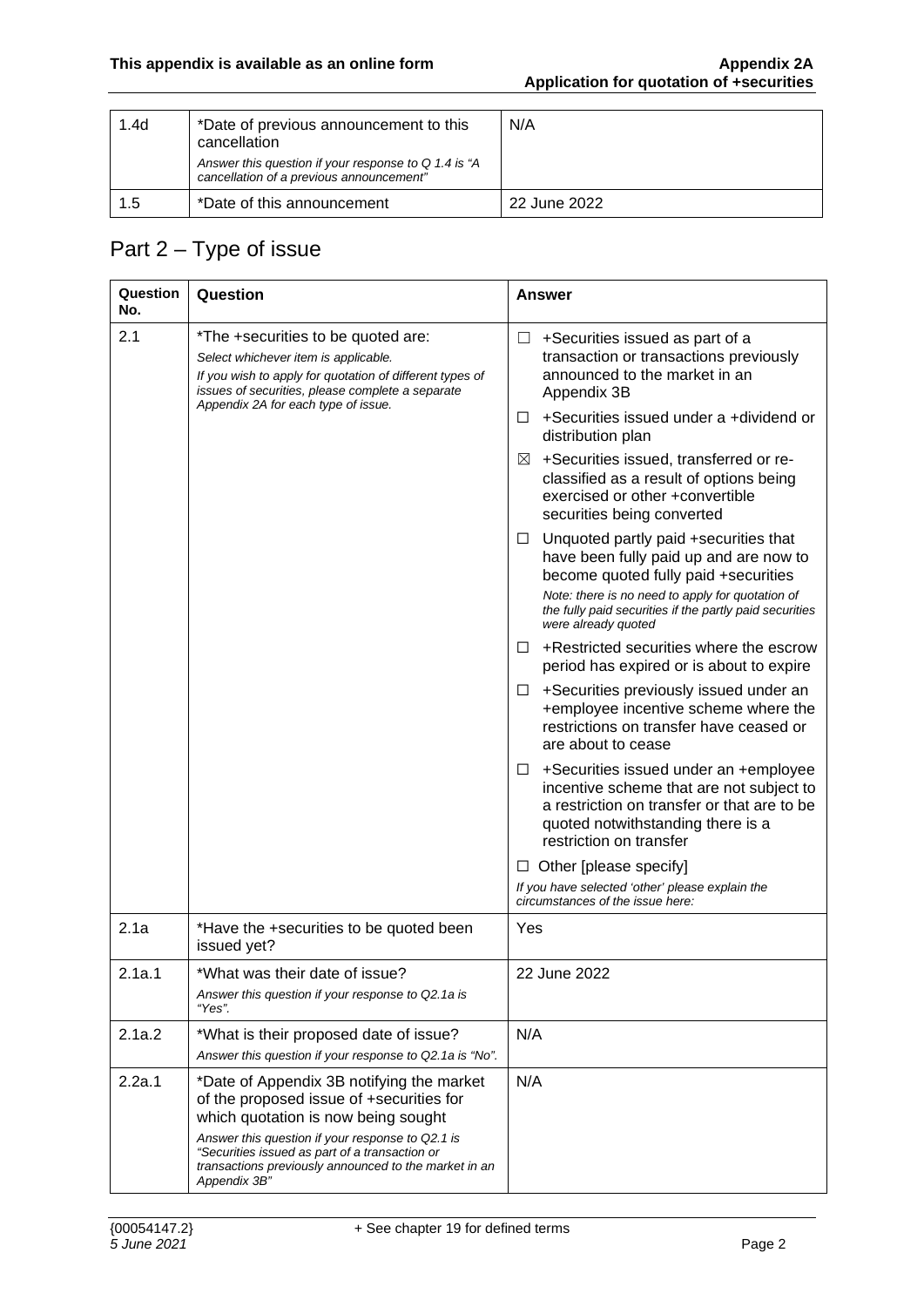| 1.4d | *Date of previous announcement to this cancellation<br>*Answer this question if your response to Q 1.4 is "A cancellation of a previous announcement"* | N/A |
|---|---|---|
| 1.5 | *Date of this announcement | 22 June 2022 |

## Part 2 – Type of issue

| Question No. | Question | Answer |
|---|---|---|
| 2.1 | *The +securities to be quoted are:<br>*Select whichever item is applicable.*<br>*If you wish to apply for quotation of different types of issues of securities, please complete a separate Appendix 2A for each type of issue.* | ☐ +Securities issued as part of a transaction or transactions previously announced to the market in an Appendix 3B<br>☐ +Securities issued under a +dividend or distribution plan<br>☒ +Securities issued, transferred or re-classified as a result of options being exercised or other +convertible securities being converted<br>☐ Unquoted partly paid +securities that have been fully paid up and are now to become quoted fully paid +securities<br>*Note: there is no need to apply for quotation of the fully paid securities if the partly paid securities were already quoted*<br>☐ +Restricted securities where the escrow period has expired or is about to expire<br>☐ +Securities previously issued under an +employee incentive scheme where the restrictions on transfer have ceased or are about to cease<br>☐ +Securities issued under an +employee incentive scheme that are not subject to a restriction on transfer or that are to be quoted notwithstanding there is a restriction on transfer<br>☐ Other [please specify]<br>*If you have selected 'other' please explain the circumstances of the issue here:* |
| 2.1a | *Have the +securities to be quoted been issued yet? | Yes |
| 2.1a.1 | *What was their date of issue?<br>*Answer this question if your response to Q2.1a is "Yes".* | 22 June 2022 |
| 2.1a.2 | *What is their proposed date of issue?<br>*Answer this question if your response to Q2.1a is "No".* | N/A |
| 2.2a.1 | *Date of Appendix 3B notifying the market of the proposed issue of +securities for which quotation is now being sought<br>*Answer this question if your response to Q2.1 is "Securities issued as part of a transaction or transactions previously announced to the market in an Appendix 3B"* | N/A |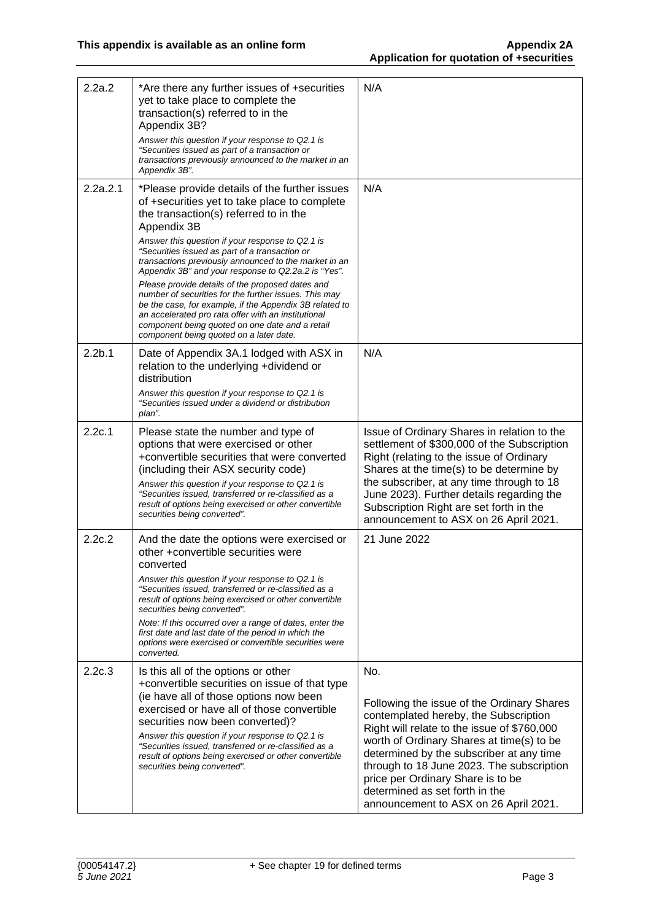| | | |
|---|---|---|
| 2.2a.2 | *Are there any further issues of +securities yet to take place to complete the transaction(s) referred to in the Appendix 3B?<br>*Answer this question if your response to Q2.1 is "Securities issued as part of a transaction or transactions previously announced to the market in an Appendix 3B".* | N/A |
| 2.2a.2.1 | *Please provide details of the further issues of +securities yet to take place to complete the transaction(s) referred to in the Appendix 3B<br>*Answer this question if your response to Q2.1 is "Securities issued as part of a transaction or transactions previously announced to the market in an Appendix 3B" and your response to Q2.2a.2 is "Yes".*<br>*Please provide details of the proposed dates and number of securities for the further issues. This may be the case, for example, if the Appendix 3B related to an accelerated pro rata offer with an institutional component being quoted on one date and a retail component being quoted on a later date.* | N/A |
| 2.2b.1 | Date of Appendix 3A.1 lodged with ASX in relation to the underlying +dividend or distribution<br>*Answer this question if your response to Q2.1 is "Securities issued under a dividend or distribution plan".* | N/A |
| 2.2c.1 | Please state the number and type of options that were exercised or other +convertible securities that were converted (including their ASX security code)<br>*Answer this question if your response to Q2.1 is "Securities issued, transferred or re-classified as a result of options being exercised or other convertible securities being converted".* | Issue of Ordinary Shares in relation to the settlement of $300,000 of the Subscription Right (relating to the issue of Ordinary Shares at the time(s) to be determine by the subscriber, at any time through to 18 June 2023). Further details regarding the Subscription Right are set forth in the announcement to ASX on 26 April 2021. |
| 2.2c.2 | And the date the options were exercised or other +convertible securities were converted<br>*Answer this question if your response to Q2.1 is "Securities issued, transferred or re-classified as a result of options being exercised or other convertible securities being converted".*<br>*Note: If this occurred over a range of dates, enter the first date and last date of the period in which the options were exercised or convertible securities were converted.* | 21 June 2022 |
| 2.2c.3 | Is this all of the options or other +convertible securities on issue of that type (ie have all of those options now been exercised or have all of those convertible securities now been converted)?<br>*Answer this question if your response to Q2.1 is "Securities issued, transferred or re-classified as a result of options being exercised or other convertible securities being converted".* | No.<br><br>Following the issue of the Ordinary Shares contemplated hereby, the Subscription Right will relate to the issue of $760,000 worth of Ordinary Shares at time(s) to be determined by the subscriber at any time through to 18 June 2023. The subscription price per Ordinary Share is to be determined as set forth in the announcement to ASX on 26 April 2021. |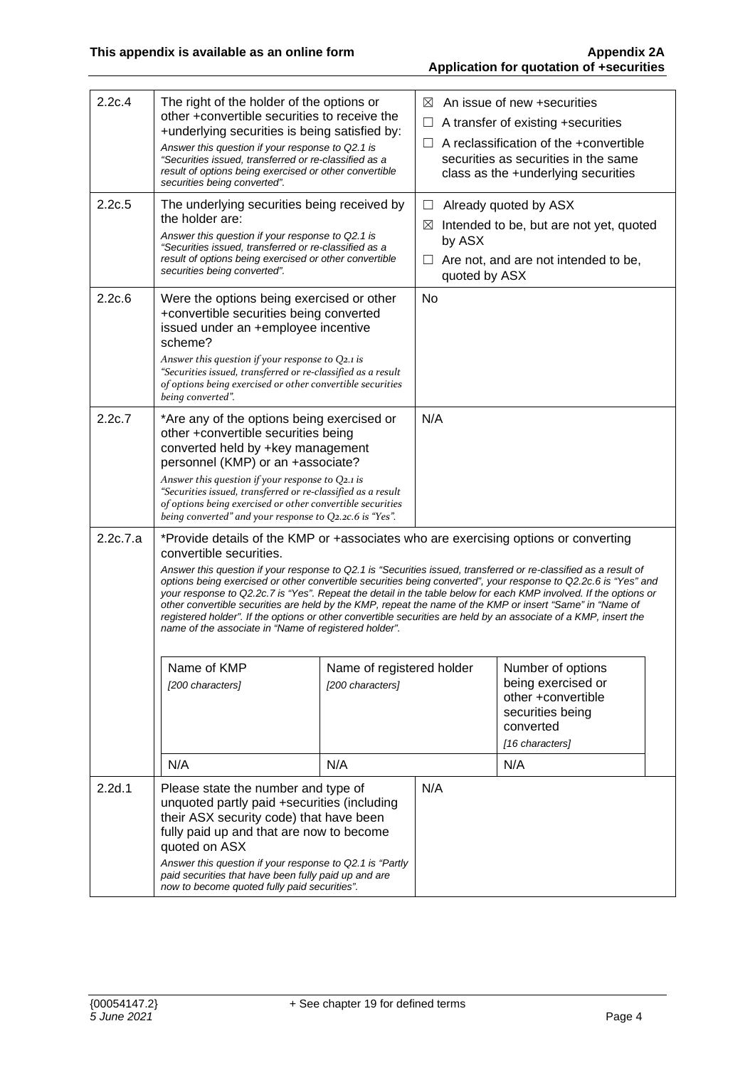| | | |
|---|---|---|
| 2.2c.4 | The right of the holder of the options or other +convertible securities to receive the +underlying securities is being satisfied by:<br>*Answer this question if your response to Q2.1 is "Securities issued, transferred or re-classified as a result of options being exercised or other convertible securities being converted".* | ☒ An issue of new +securities<br>☐ A transfer of existing +securities<br>☐ A reclassification of the +convertible securities as securities in the same class as the +underlying securities |
| 2.2c.5 | The underlying securities being received by the holder are:<br>*Answer this question if your response to Q2.1 is "Securities issued, transferred or re-classified as a result of options being exercised or other convertible securities being converted".* | ☐ Already quoted by ASX<br>☒ Intended to be, but are not yet, quoted by ASX<br>☐ Are not, and are not intended to be, quoted by ASX |
| 2.2c.6 | Were the options being exercised or other +convertible securities being converted issued under an +employee incentive scheme?<br>*Answer this question if your response to Q2.1 is "Securities issued, transferred or re-classified as a result of options being exercised or other convertible securities being converted".* | No |
| 2.2c.7 | *Are any of the options being exercised or other +convertible securities being converted held by +key management personnel (KMP) or an +associate?<br>*Answer this question if your response to Q2.1 is "Securities issued, transferred or re-classified as a result of options being exercised or other convertible securities being converted" and your response to Q2.2c.6 is "Yes".* | N/A |

**2.2c.7.a** *Provide details of the KMP or +associates who are exercising options or converting convertible securities.

*Answer this question if your response to Q2.1 is "Securities issued, transferred or re-classified as a result of options being exercised or other convertible securities being converted", your response to Q2.2c.6 is "Yes" and your response to Q2.2c.7 is "Yes". Repeat the detail in the table below for each KMP involved. If the options or other convertible securities are held by the KMP, repeat the name of the KMP or insert "Same" in "Name of registered holder". If the options or other convertible securities are held by an associate of a KMP, insert the name of the associate in "Name of registered holder".*

| Name of KMP<br>*[200 characters]* | Name of registered holder<br>*[200 characters]* | Number of options being exercised or other +convertible securities being converted<br>*[16 characters]* |
|---|---|---|
| N/A | N/A | N/A |

| | | |
|---|---|---|
| 2.2d.1 | Please state the number and type of unquoted partly paid +securities (including their ASX security code) that have been fully paid up and that are now to become quoted on ASX<br>*Answer this question if your response to Q2.1 is "Partly paid securities that have been fully paid up and are now to become quoted fully paid securities".* | N/A |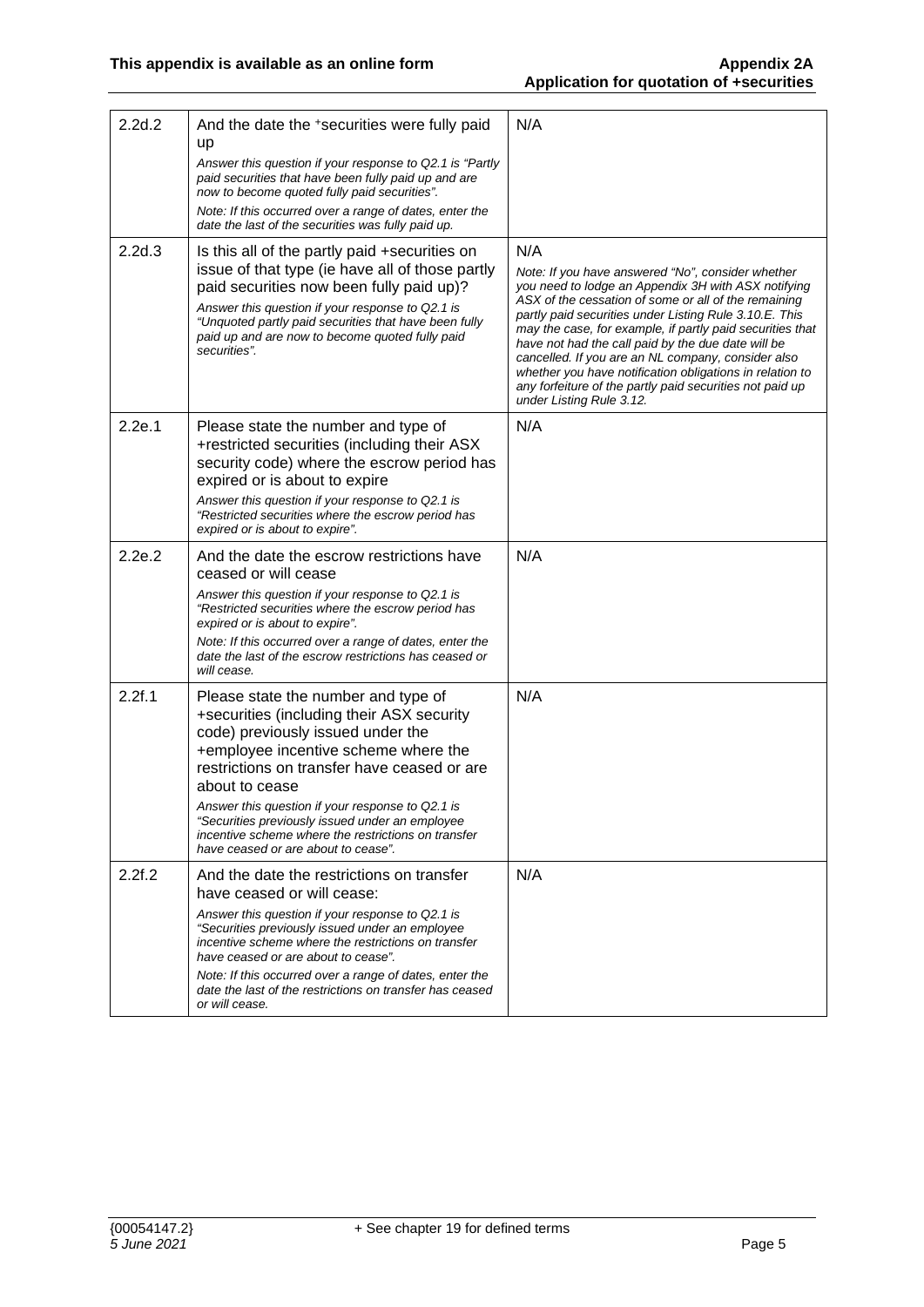| | | |
|---|---|---|
| 2.2d.2 | And the date the +securities were fully paid up<br>*Answer this question if your response to Q2.1 is "Partly paid securities that have been fully paid up and are now to become quoted fully paid securities".*<br>*Note: If this occurred over a range of dates, enter the date the last of the securities was fully paid up.* | N/A |
| 2.2d.3 | Is this all of the partly paid +securities on issue of that type (ie have all of those partly paid securities now been fully paid up)?<br>*Answer this question if your response to Q2.1 is "Unquoted partly paid securities that have been fully paid up and are now to become quoted fully paid securities".* | N/A<br>*Note: If you have answered "No", consider whether you need to lodge an Appendix 3H with ASX notifying ASX of the cessation of some or all of the remaining partly paid securities under Listing Rule 3.10.E. This may the case, for example, if partly paid securities that have not had the call paid by the due date will be cancelled. If you are an NL company, consider also whether you have notification obligations in relation to any forfeiture of the partly paid securities not paid up under Listing Rule 3.12.* |
| 2.2e.1 | Please state the number and type of +restricted securities (including their ASX security code) where the escrow period has expired or is about to expire<br>*Answer this question if your response to Q2.1 is "Restricted securities where the escrow period has expired or is about to expire".* | N/A |
| 2.2e.2 | And the date the escrow restrictions have ceased or will cease<br>*Answer this question if your response to Q2.1 is "Restricted securities where the escrow period has expired or is about to expire".*<br>*Note: If this occurred over a range of dates, enter the date the last of the escrow restrictions has ceased or will cease.* | N/A |
| 2.2f.1 | Please state the number and type of +securities (including their ASX security code) previously issued under the +employee incentive scheme where the restrictions on transfer have ceased or are about to cease<br>*Answer this question if your response to Q2.1 is "Securities previously issued under an employee incentive scheme where the restrictions on transfer have ceased or are about to cease".* | N/A |
| 2.2f.2 | And the date the restrictions on transfer have ceased or will cease:<br>*Answer this question if your response to Q2.1 is "Securities previously issued under an employee incentive scheme where the restrictions on transfer have ceased or are about to cease".*<br>*Note: If this occurred over a range of dates, enter the date the last of the restrictions on transfer has ceased or will cease.* | N/A |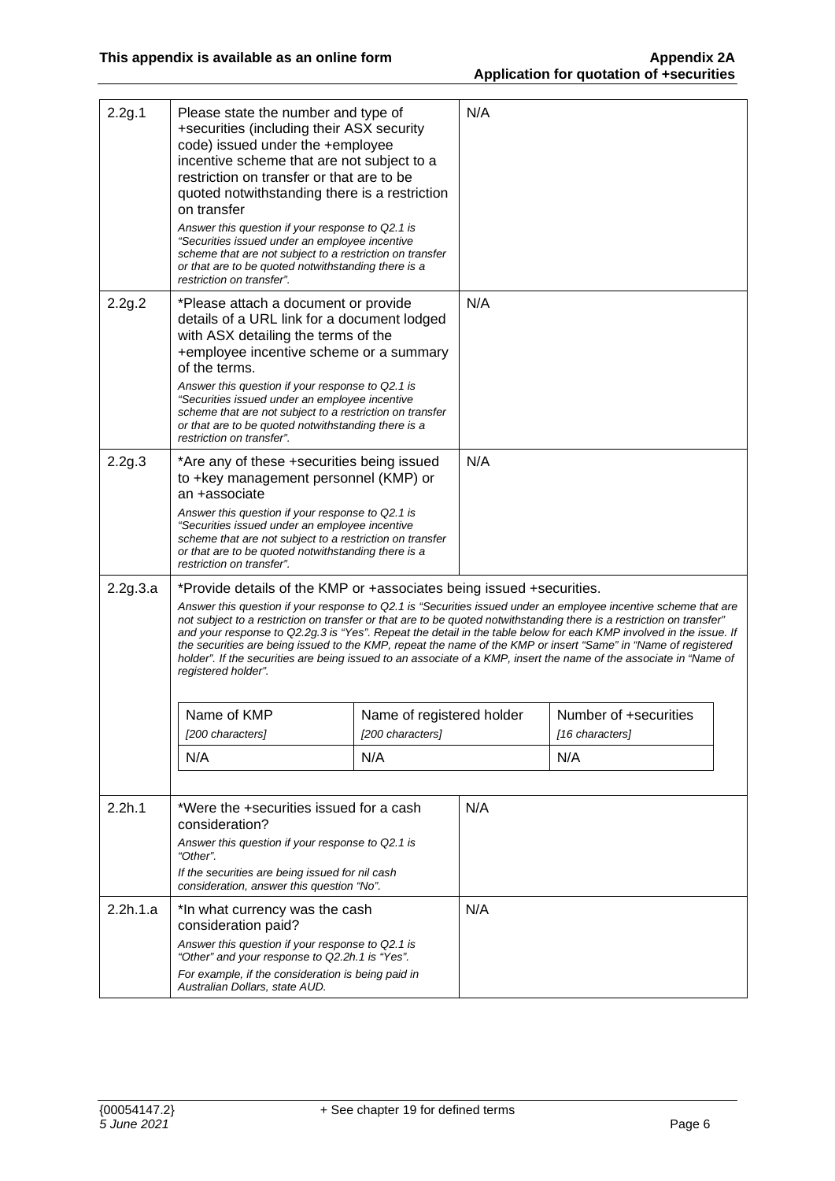| | | |
|---|---|---|
| 2.2g.1 | Please state the number and type of +securities (including their ASX security code) issued under the +employee incentive scheme that are not subject to a restriction on transfer or that are to be quoted notwithstanding there is a restriction on transfer<br>*Answer this question if your response to Q2.1 is "Securities issued under an employee incentive scheme that are not subject to a restriction on transfer or that are to be quoted notwithstanding there is a restriction on transfer".* | N/A |
| 2.2g.2 | *Please attach a document or provide details of a URL link for a document lodged with ASX detailing the terms of the +employee incentive scheme or a summary of the terms.<br>*Answer this question if your response to Q2.1 is "Securities issued under an employee incentive scheme that are not subject to a restriction on transfer or that are to be quoted notwithstanding there is a restriction on transfer".* | N/A |
| 2.2g.3 | *Are any of these +securities being issued to +key management personnel (KMP) or an +associate<br>*Answer this question if your response to Q2.1 is "Securities issued under an employee incentive scheme that are not subject to a restriction on transfer or that are to be quoted notwithstanding there is a restriction on transfer".* | N/A |
| 2.2g.3.a | *Provide details of the KMP or +associates being issued +securities.<br>*Answer this question if your response to Q2.1 is "Securities issued under an employee incentive scheme that are not subject to a restriction on transfer or that are to be quoted notwithstanding there is a restriction on transfer" and your response to Q2.2g.3 is "Yes". Repeat the detail in the table below for each KMP involved in the issue. If the securities are being issued to the KMP, repeat the name of the KMP or insert "Same" in "Name of registered holder". If the securities are being issued to an associate of a KMP, insert the name of the associate in "Name of registered holder".* | |

| Name of KMP *[200 characters]* | Name of registered holder *[200 characters]* | Number of +securities *[16 characters]* |
|---|---|---|
| N/A | N/A | N/A |

| | | |
|---|---|---|
| 2.2h.1 | *Were the +securities issued for a cash consideration?<br>*Answer this question if your response to Q2.1 is "Other".*<br>*If the securities are being issued for nil cash consideration, answer this question "No".* | N/A |
| 2.2h.1.a | *In what currency was the cash consideration paid?<br>*Answer this question if your response to Q2.1 is "Other" and your response to Q2.2h.1 is "Yes".*<br>*For example, if the consideration is being paid in Australian Dollars, state AUD.* | N/A |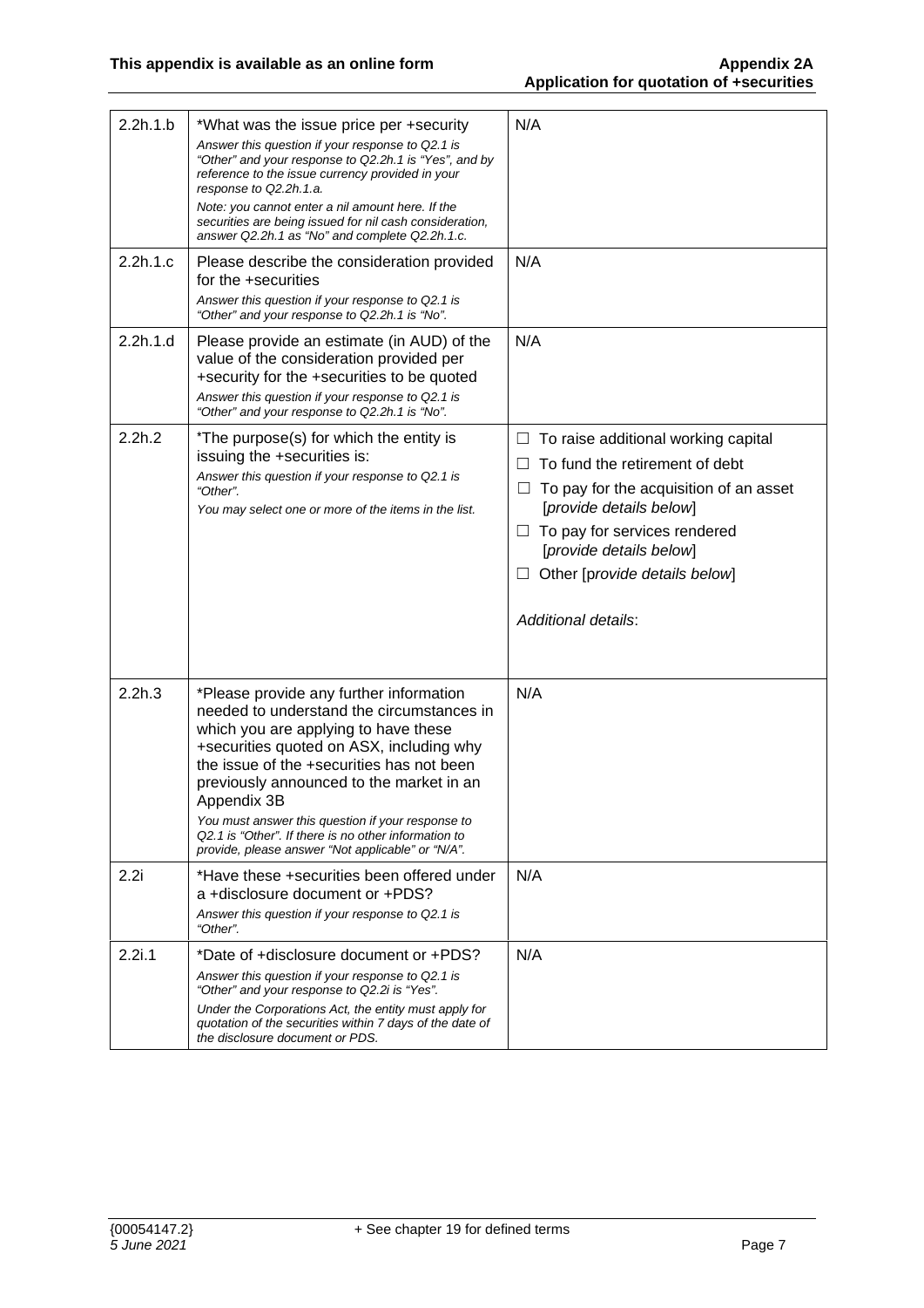| | | |
|---|---|---|
| 2.2h.1.b | *What was the issue price per +security<br>*Answer this question if your response to Q2.1 is "Other" and your response to Q2.2h.1 is "Yes", and by reference to the issue currency provided in your response to Q2.2h.1.a.*<br>*Note: you cannot enter a nil amount here. If the securities are being issued for nil cash consideration, answer Q2.2h.1 as "No" and complete Q2.2h.1.c.* | N/A |
| 2.2h.1.c | Please describe the consideration provided for the +securities<br>*Answer this question if your response to Q2.1 is "Other" and your response to Q2.2h.1 is "No".* | N/A |
| 2.2h.1.d | Please provide an estimate (in AUD) of the value of the consideration provided per +security for the +securities to be quoted<br>*Answer this question if your response to Q2.1 is "Other" and your response to Q2.2h.1 is "No".* | N/A |
| 2.2h.2 | *The purpose(s) for which the entity is issuing the +securities is:<br>*Answer this question if your response to Q2.1 is "Other".*<br>*You may select one or more of the items in the list.* | ☐ To raise additional working capital<br>☐ To fund the retirement of debt<br>☐ To pay for the acquisition of an asset [*provide details below*]<br>☐ To pay for services rendered [*provide details below*]<br>☐ Other [*provide details below*]<br><br>*Additional details*: |
| 2.2h.3 | *Please provide any further information needed to understand the circumstances in which you are applying to have these +securities quoted on ASX, including why the issue of the +securities has not been previously announced to the market in an Appendix 3B<br>*You must answer this question if your response to Q2.1 is "Other". If there is no other information to provide, please answer "Not applicable" or "N/A".* | N/A |
| 2.2i | *Have these +securities been offered under a +disclosure document or +PDS?<br>*Answer this question if your response to Q2.1 is "Other".* | N/A |
| 2.2i.1 | *Date of +disclosure document or +PDS?<br>*Answer this question if your response to Q2.1 is "Other" and your response to Q2.2i is "Yes".*<br>*Under the Corporations Act, the entity must apply for quotation of the securities within 7 days of the date of the disclosure document or PDS.* | N/A |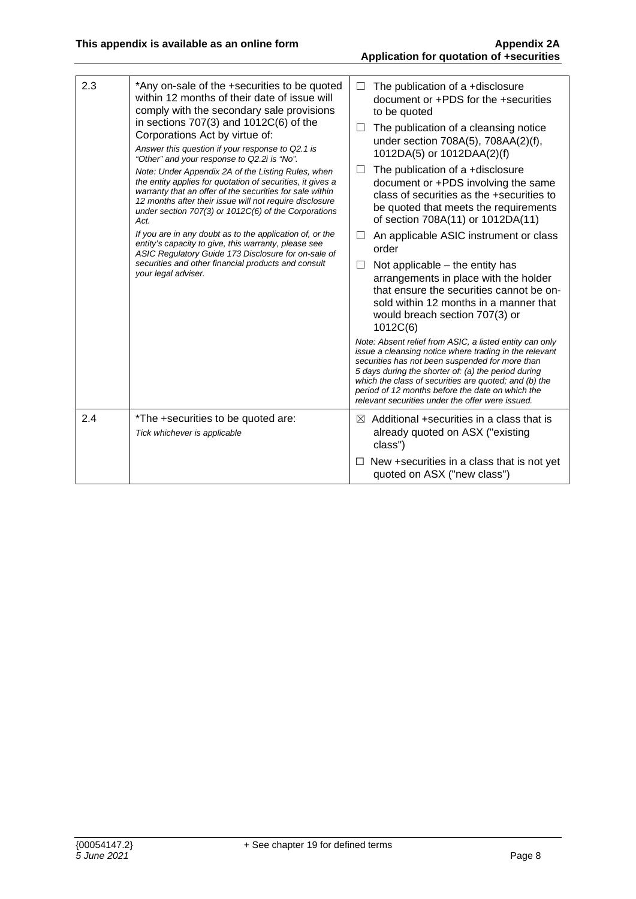| | | |
|---|---|---|
| 2.3 | *Any on-sale of the +securities to be quoted within 12 months of their date of issue will comply with the secondary sale provisions in sections 707(3) and 1012C(6) of the Corporations Act by virtue of:<br>*Answer this question if your response to Q2.1 is "Other" and your response to Q2.2i is "No".*<br>*Note: Under Appendix 2A of the Listing Rules, when the entity applies for quotation of securities, it gives a warranty that an offer of the securities for sale within 12 months after their issue will not require disclosure under section 707(3) or 1012C(6) of the Corporations Act.*<br>*If you are in any doubt as to the application of, or the entity's capacity to give, this warranty, please see ASIC Regulatory Guide 173 Disclosure for on-sale of securities and other financial products and consult your legal adviser.* | ☐ The publication of a +disclosure document or +PDS for the +securities to be quoted<br>☐ The publication of a cleansing notice under section 708A(5), 708AA(2)(f), 1012DA(5) or 1012DAA(2)(f)<br>☐ The publication of a +disclosure document or +PDS involving the same class of securities as the +securities to be quoted that meets the requirements of section 708A(11) or 1012DA(11)<br>☐ An applicable ASIC instrument or class order<br>☐ Not applicable – the entity has arrangements in place with the holder that ensure the securities cannot be on-sold within 12 months in a manner that would breach section 707(3) or 1012C(6)<br>*Note: Absent relief from ASIC, a listed entity can only issue a cleansing notice where trading in the relevant securities has not been suspended for more than 5 days during the shorter of: (a) the period during which the class of securities are quoted; and (b) the period of 12 months before the date on which the relevant securities under the offer were issued.* |
| 2.4 | *The +securities to be quoted are:<br>*Tick whichever is applicable* | ☒ Additional +securities in a class that is already quoted on ASX ("existing class")<br>☐ New +securities in a class that is not yet quoted on ASX ("new class") |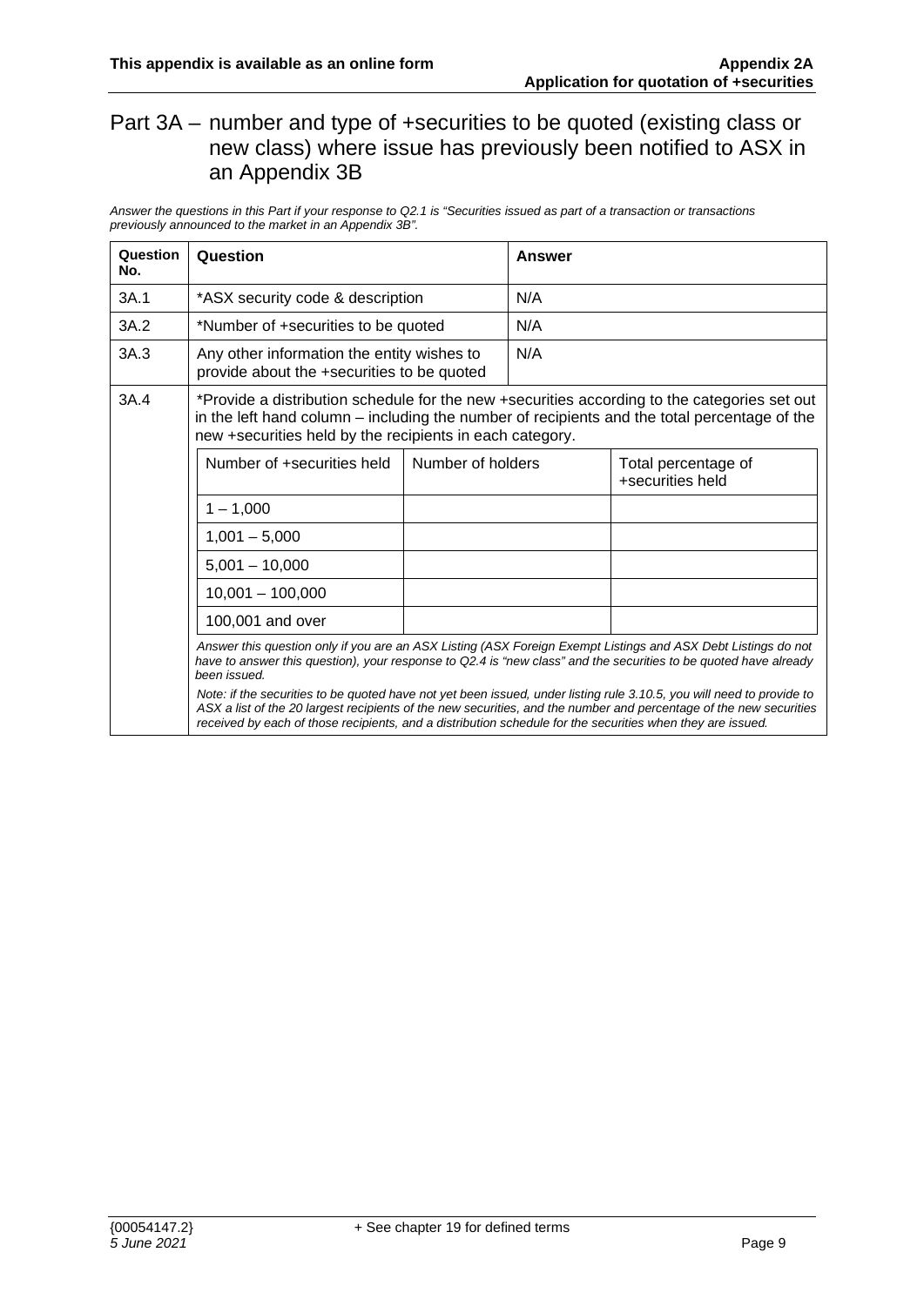## Part 3A – number and type of +securities to be quoted (existing class or new class) where issue has previously been notified to ASX in an Appendix 3B

*Answer the questions in this Part if your response to Q2.1 is "Securities issued as part of a transaction or transactions previously announced to the market in an Appendix 3B".*

| Question No. | Question | Answer |
|---|---|---|
| 3A.1 | *ASX security code & description | N/A |
| 3A.2 | *Number of +securities to be quoted | N/A |
| 3A.3 | Any other information the entity wishes to provide about the +securities to be quoted | N/A |
| 3A.4 | *Provide a distribution schedule for the new +securities according to the categories set out in the left hand column – including the number of recipients and the total percentage of the new +securities held by the recipients in each category. | |

| Number of +securities held | Number of holders | Total percentage of +securities held |
|---|---|---|
| 1 – 1,000 | | |
| 1,001 – 5,000 | | |
| 5,001 – 10,000 | | |
| 10,001 – 100,000 | | |
| 100,001 and over | | |

*Answer this question only if you are an ASX Listing (ASX Foreign Exempt Listings and ASX Debt Listings do not have to answer this question), your response to Q2.4 is "new class" and the securities to be quoted have already been issued.*

*Note: if the securities to be quoted have not yet been issued, under listing rule 3.10.5, you will need to provide to ASX a list of the 20 largest recipients of the new securities, and the number and percentage of the new securities received by each of those recipients, and a distribution schedule for the securities when they are issued.*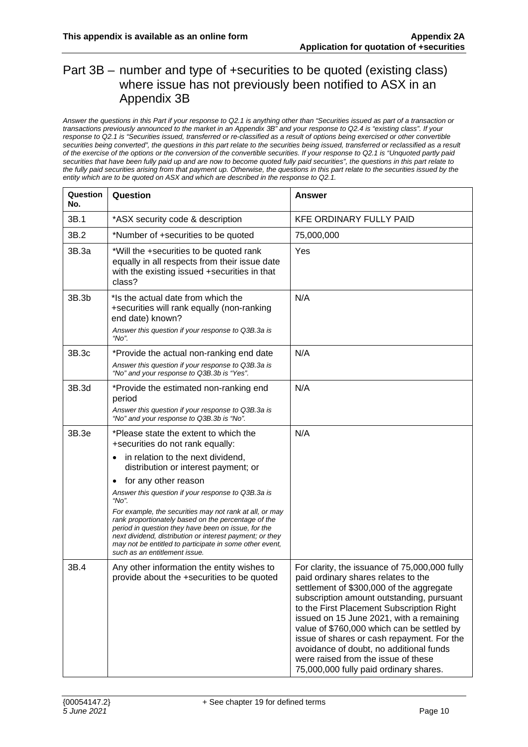## Part 3B – number and type of +securities to be quoted (existing class) where issue has not previously been notified to ASX in an Appendix 3B

*Answer the questions in this Part if your response to Q2.1 is anything other than "Securities issued as part of a transaction or transactions previously announced to the market in an Appendix 3B" and your response to Q2.4 is "existing class". If your response to Q2.1 is "Securities issued, transferred or re-classified as a result of options being exercised or other convertible securities being converted", the questions in this part relate to the securities being issued, transferred or reclassified as a result of the exercise of the options or the conversion of the convertible securities. If your response to Q2.1 is "Unquoted partly paid securities that have been fully paid up and are now to become quoted fully paid securities", the questions in this part relate to the fully paid securities arising from that payment up. Otherwise, the questions in this part relate to the securities issued by the entity which are to be quoted on ASX and which are described in the response to Q2.1.*

| Question No. | Question | Answer |
|---|---|---|
| 3B.1 | *ASX security code & description | KFE ORDINARY FULLY PAID |
| 3B.2 | *Number of +securities to be quoted | 75,000,000 |
| 3B.3a | *Will the +securities to be quoted rank equally in all respects from their issue date with the existing issued +securities in that class? | Yes |
| 3B.3b | *Is the actual date from which the +securities will rank equally (non-ranking end date) known?<br>*Answer this question if your response to Q3B.3a is "No".* | N/A |
| 3B.3c | *Provide the actual non-ranking end date<br>*Answer this question if your response to Q3B.3a is "No" and your response to Q3B.3b is "Yes".* | N/A |
| 3B.3d | *Provide the estimated non-ranking end period<br>*Answer this question if your response to Q3B.3a is "No" and your response to Q3B.3b is "No".* | N/A |
| 3B.3e | *Please state the extent to which the +securities do not rank equally:<br>• in relation to the next dividend, distribution or interest payment; or<br>• for any other reason<br>*Answer this question if your response to Q3B.3a is "No".*<br>*For example, the securities may not rank at all, or may rank proportionately based on the percentage of the period in question they have been on issue, for the next dividend, distribution or interest payment; or they may not be entitled to participate in some other event, such as an entitlement issue.* | N/A |
| 3B.4 | Any other information the entity wishes to provide about the +securities to be quoted | For clarity, the issuance of 75,000,000 fully paid ordinary shares relates to the settlement of $300,000 of the aggregate subscription amount outstanding, pursuant to the First Placement Subscription Right issued on 15 June 2021, with a remaining value of $760,000 which can be settled by issue of shares or cash repayment. For the avoidance of doubt, no additional funds were raised from the issue of these 75,000,000 fully paid ordinary shares. |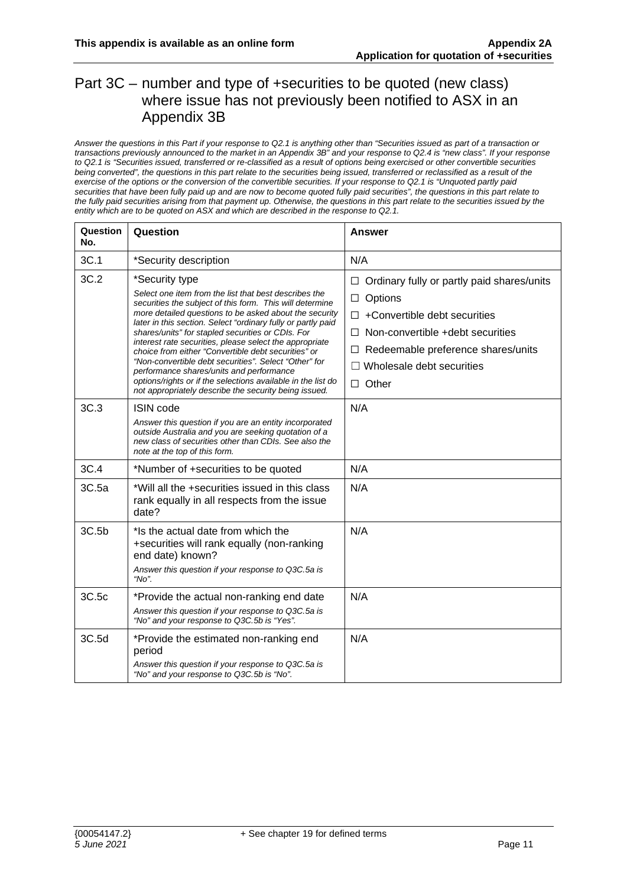# Part 3C – number and type of +securities to be quoted (new class) where issue has not previously been notified to ASX in an Appendix 3B

*Answer the questions in this Part if your response to Q2.1 is anything other than "Securities issued as part of a transaction or transactions previously announced to the market in an Appendix 3B" and your response to Q2.4 is "new class". If your response to Q2.1 is "Securities issued, transferred or re-classified as a result of options being exercised or other convertible securities being converted", the questions in this part relate to the securities being issued, transferred or reclassified as a result of the exercise of the options or the conversion of the convertible securities. If your response to Q2.1 is "Unquoted partly paid securities that have been fully paid up and are now to become quoted fully paid securities", the questions in this part relate to the fully paid securities arising from that payment up. Otherwise, the questions in this part relate to the securities issued by the entity which are to be quoted on ASX and which are described in the response to Q2.1.*

| Question No. | Question | Answer |
|---|---|---|
| 3C.1 | *Security description | N/A |
| 3C.2 | *Security type<br>*Select one item from the list that best describes the securities the subject of this form. This will determine more detailed questions to be asked about the security later in this section. Select "ordinary fully or partly paid shares/units" for stapled securities or CDIs. For interest rate securities, please select the appropriate choice from either "Convertible debt securities" or "Non-convertible debt securities". Select "Other" for performance shares/units and performance options/rights or if the selections available in the list do not appropriately describe the security being issued.* | ☐ Ordinary fully or partly paid shares/units<br>☐ Options<br>☐ +Convertible debt securities<br>☐ Non-convertible +debt securities<br>☐ Redeemable preference shares/units<br>☐ Wholesale debt securities<br>☐ Other |
| 3C.3 | ISIN code<br>*Answer this question if you are an entity incorporated outside Australia and you are seeking quotation of a new class of securities other than CDIs. See also the note at the top of this form.* | N/A |
| 3C.4 | *Number of +securities to be quoted | N/A |
| 3C.5a | *Will all the +securities issued in this class rank equally in all respects from the issue date? | N/A |
| 3C.5b | *Is the actual date from which the +securities will rank equally (non-ranking end date) known?<br>*Answer this question if your response to Q3C.5a is "No".* | N/A |
| 3C.5c | *Provide the actual non-ranking end date<br>*Answer this question if your response to Q3C.5a is "No" and your response to Q3C.5b is "Yes".* | N/A |
| 3C.5d | *Provide the estimated non-ranking end period<br>*Answer this question if your response to Q3C.5a is "No" and your response to Q3C.5b is "No".* | N/A |

+ See chapter 19 for defined terms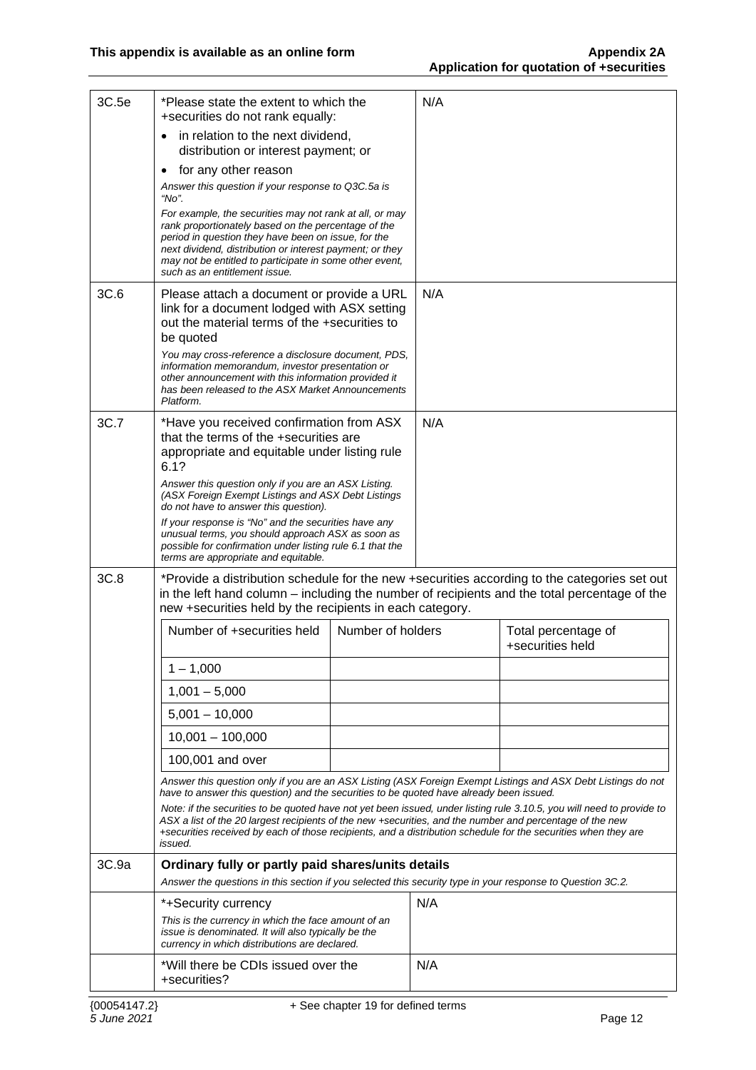| | | |
|---|---|---|
| 3C.5e | *Please state the extent to which the +securities do not rank equally:<br>• in relation to the next dividend, distribution or interest payment; or<br>• for any other reason<br>*Answer this question if your response to Q3C.5a is "No".*<br>*For example, the securities may not rank at all, or may rank proportionately based on the percentage of the period in question they have been on issue, for the next dividend, distribution or interest payment; or they may not be entitled to participate in some other event, such as an entitlement issue.* | N/A |
| 3C.6 | Please attach a document or provide a URL link for a document lodged with ASX setting out the material terms of the +securities to be quoted<br>*You may cross-reference a disclosure document, PDS, information memorandum, investor presentation or other announcement with this information provided it has been released to the ASX Market Announcements Platform.* | N/A |
| 3C.7 | *Have you received confirmation from ASX that the terms of the +securities are appropriate and equitable under listing rule 6.1?<br>*Answer this question only if you are an ASX Listing. (ASX Foreign Exempt Listings and ASX Debt Listings do not have to answer this question).*<br>*If your response is "No" and the securities have any unusual terms, you should approach ASX as soon as possible for confirmation under listing rule 6.1 that the terms are appropriate and equitable.* | N/A |

**3C.8** *Provide a distribution schedule for the new +securities according to the categories set out in the left hand column – including the number of recipients and the total percentage of the new +securities held by the recipients in each category.

| Number of +securities held | Number of holders | Total percentage of +securities held |
|---|---|---|
| 1 – 1,000 | | |
| 1,001 – 5,000 | | |
| 5,001 – 10,000 | | |
| 10,001 – 100,000 | | |
| 100,001 and over | | |

*Answer this question only if you are an ASX Listing (ASX Foreign Exempt Listings and ASX Debt Listings do not have to answer this question) and the securities to be quoted have already been issued.*

*Note: if the securities to be quoted have not yet been issued, under listing rule 3.10.5, you will need to provide to ASX a list of the 20 largest recipients of the new +securities, and the number and percentage of the new +securities received by each of those recipients, and a distribution schedule for the securities when they are issued.*

**3C.9a** **Ordinary fully or partly paid shares/units details**

*Answer the questions in this section if you selected this security type in your response to Question 3C.2.*

| | |
|---|---|
| *+Security currency<br>*This is the currency in which the face amount of an issue is denominated. It will also typically be the currency in which distributions are declared.* | N/A |
| *Will there be CDIs issued over the +securities? | N/A |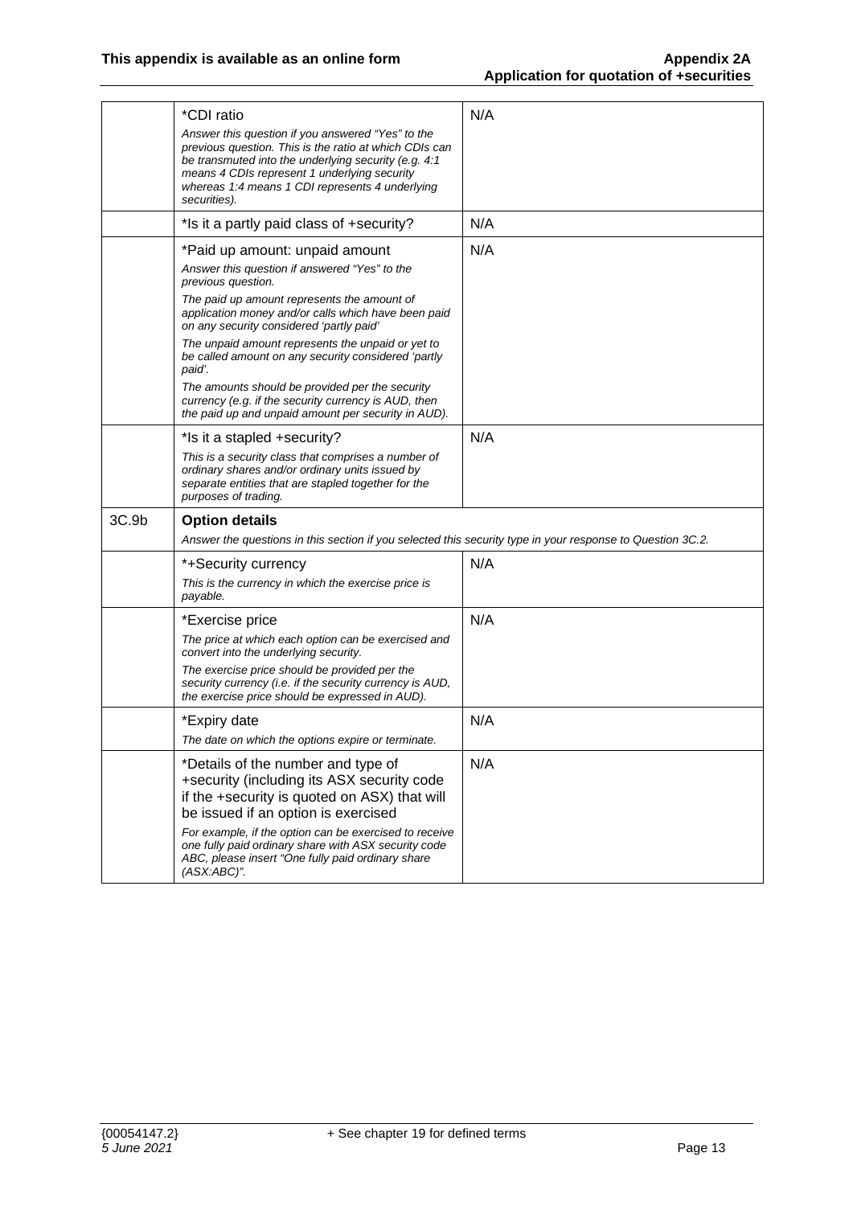| | | |
|---|---|---|
| | *CDI ratio<br>*Answer this question if you answered "Yes" to the previous question. This is the ratio at which CDIs can be transmuted into the underlying security (e.g. 4:1 means 4 CDIs represent 1 underlying security whereas 1:4 means 1 CDI represents 4 underlying securities).* | N/A |
| | *Is it a partly paid class of +security? | N/A |
| | *Paid up amount: unpaid amount<br>*Answer this question if answered "Yes" to the previous question.*<br>*The paid up amount represents the amount of application money and/or calls which have been paid on any security considered 'partly paid'*<br>*The unpaid amount represents the unpaid or yet to be called amount on any security considered 'partly paid'.*<br>*The amounts should be provided per the security currency (e.g. if the security currency is AUD, then the paid up and unpaid amount per security in AUD).* | N/A |
| | *Is it a stapled +security?<br>*This is a security class that comprises a number of ordinary shares and/or ordinary units issued by separate entities that are stapled together for the purposes of trading.* | N/A |
| 3C.9b | **Option details**<br>*Answer the questions in this section if you selected this security type in your response to Question 3C.2.* | |
| | *+Security currency<br>*This is the currency in which the exercise price is payable.* | N/A |
| | *Exercise price<br>*The price at which each option can be exercised and convert into the underlying security.*<br>*The exercise price should be provided per the security currency (i.e. if the security currency is AUD, the exercise price should be expressed in AUD).* | N/A |
| | *Expiry date<br>*The date on which the options expire or terminate.* | N/A |
| | *Details of the number and type of +security (including its ASX security code if the +security is quoted on ASX) that will be issued if an option is exercised<br>*For example, if the option can be exercised to receive one fully paid ordinary share with ASX security code ABC, please insert "One fully paid ordinary share (ASX:ABC)".* | N/A |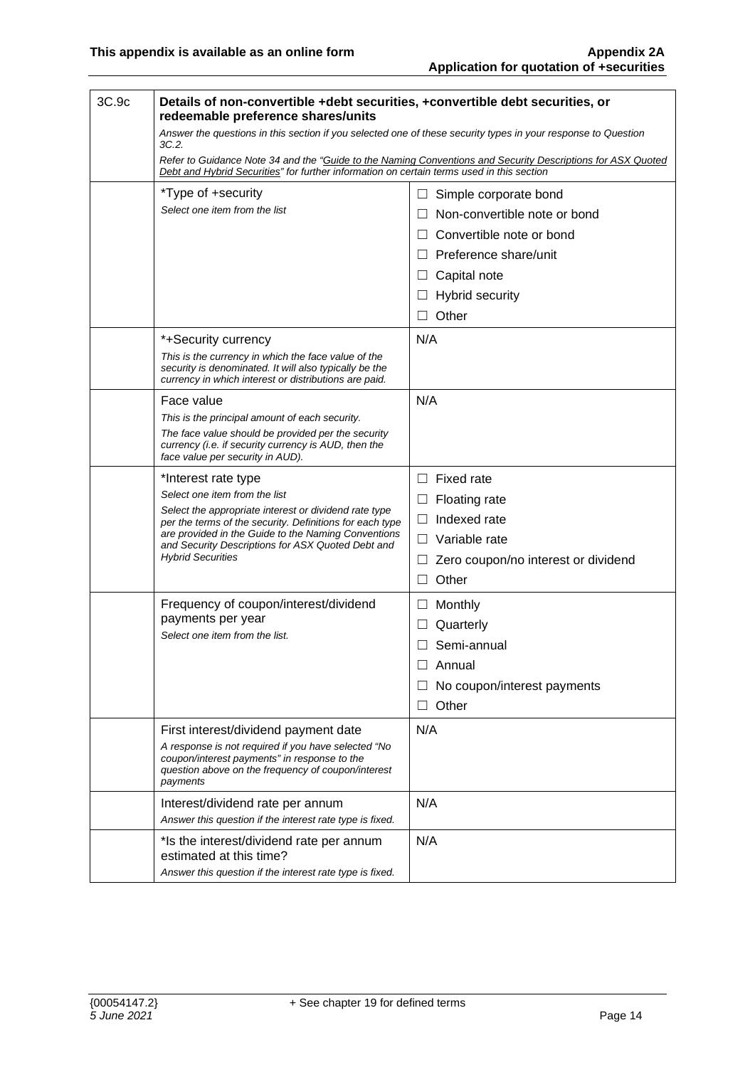| 3C.9c | **Details of non-convertible +debt securities, +convertible debt securities, or redeemable preference shares/units**<br>*Answer the questions in this section if you selected one of these security types in your response to Question 3C.2.*<br>*Refer to Guidance Note 34 and the "Guide to the Naming Conventions and Security Descriptions for ASX Quoted Debt and Hybrid Securities" for further information on certain terms used in this section* | |
|---|---|---|
| | *Type of +security<br>*Select one item from the list* | ☐ Simple corporate bond<br>☐ Non-convertible note or bond<br>☐ Convertible note or bond<br>☐ Preference share/unit<br>☐ Capital note<br>☐ Hybrid security<br>☐ Other |
| | *+Security currency<br>*This is the currency in which the face value of the security is denominated. It will also typically be the currency in which interest or distributions are paid.* | N/A |
| | Face value<br>*This is the principal amount of each security.*<br>*The face value should be provided per the security currency (i.e. if security currency is AUD, then the face value per security in AUD).* | N/A |
| | *Interest rate type<br>*Select one item from the list*<br>*Select the appropriate interest or dividend rate type per the terms of the security. Definitions for each type are provided in the Guide to the Naming Conventions and Security Descriptions for ASX Quoted Debt and Hybrid Securities* | ☐ Fixed rate<br>☐ Floating rate<br>☐ Indexed rate<br>☐ Variable rate<br>☐ Zero coupon/no interest or dividend<br>☐ Other |
| | Frequency of coupon/interest/dividend payments per year<br>*Select one item from the list.* | ☐ Monthly<br>☐ Quarterly<br>☐ Semi-annual<br>☐ Annual<br>☐ No coupon/interest payments<br>☐ Other |
| | First interest/dividend payment date<br>*A response is not required if you have selected "No coupon/interest payments" in response to the question above on the frequency of coupon/interest payments* | N/A |
| | Interest/dividend rate per annum<br>*Answer this question if the interest rate type is fixed.* | N/A |
| | *Is the interest/dividend rate per annum estimated at this time?<br>*Answer this question if the interest rate type is fixed.* | N/A |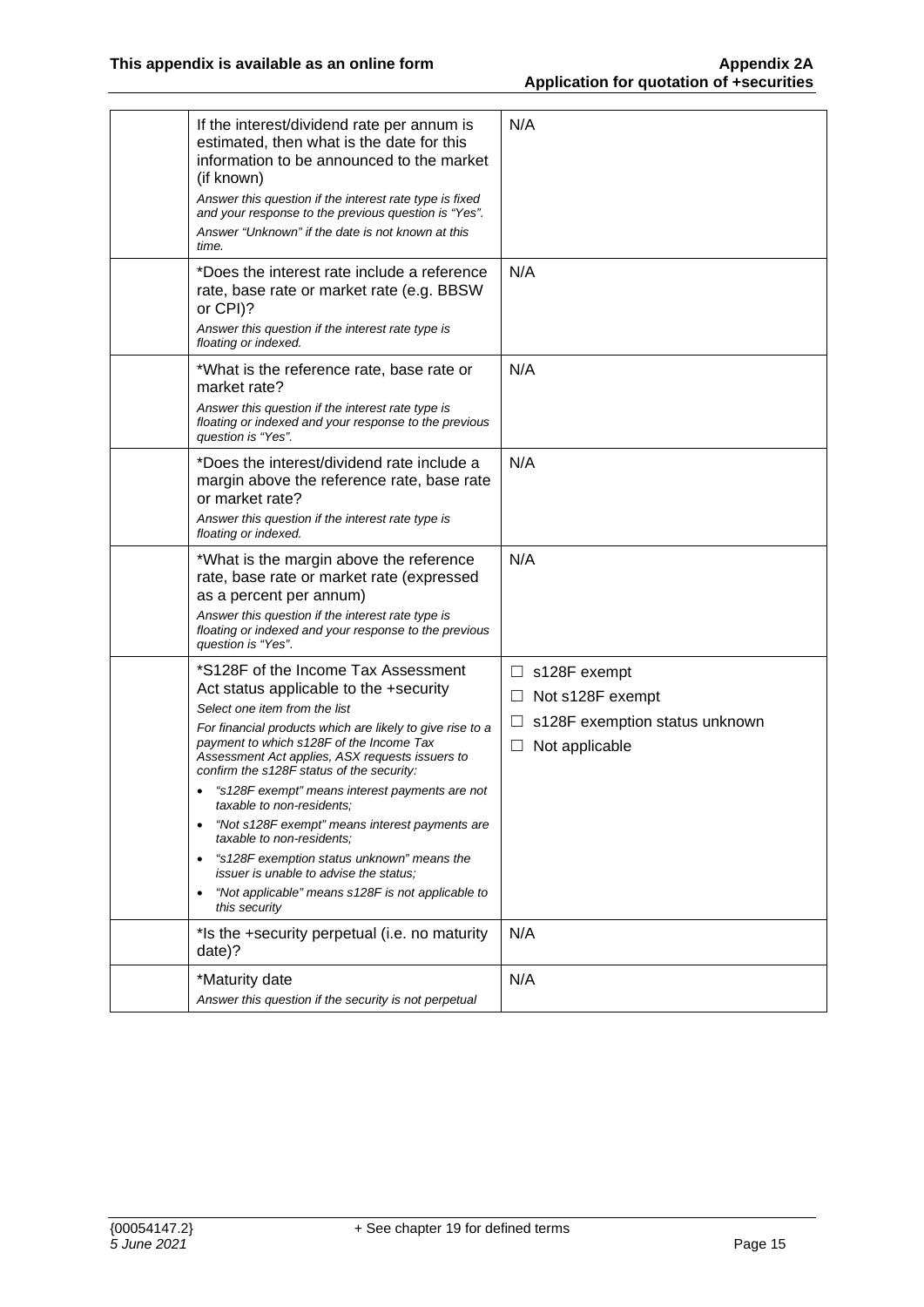| | | |
|---|---|---|
| | If the interest/dividend rate per annum is estimated, then what is the date for this information to be announced to the market (if known)<br>*Answer this question if the interest rate type is fixed and your response to the previous question is "Yes".*<br>*Answer "Unknown" if the date is not known at this time.* | N/A |
| | *Does the interest rate include a reference rate, base rate or market rate (e.g. BBSW or CPI)?<br>*Answer this question if the interest rate type is floating or indexed.* | N/A |
| | *What is the reference rate, base rate or market rate?<br>*Answer this question if the interest rate type is floating or indexed and your response to the previous question is "Yes".* | N/A |
| | *Does the interest/dividend rate include a margin above the reference rate, base rate or market rate?<br>*Answer this question if the interest rate type is floating or indexed.* | N/A |
| | *What is the margin above the reference rate, base rate or market rate (expressed as a percent per annum)<br>*Answer this question if the interest rate type is floating or indexed and your response to the previous question is "Yes".* | N/A |
| | *S128F of the Income Tax Assessment Act status applicable to the +security<br>*Select one item from the list*<br>*For financial products which are likely to give rise to a payment to which s128F of the Income Tax Assessment Act applies, ASX requests issuers to confirm the s128F status of the security:*<br>• *"s128F exempt" means interest payments are not taxable to non-residents;*<br>• *"Not s128F exempt" means interest payments are taxable to non-residents;*<br>• *"s128F exemption status unknown" means the issuer is unable to advise the status;*<br>• *"Not applicable" means s128F is not applicable to this security* | ☐ s128F exempt<br>☐ Not s128F exempt<br>☐ s128F exemption status unknown<br>☐ Not applicable |
| | *Is the +security perpetual (i.e. no maturity date)? | N/A |
| | *Maturity date<br>*Answer this question if the security is not perpetual* | N/A |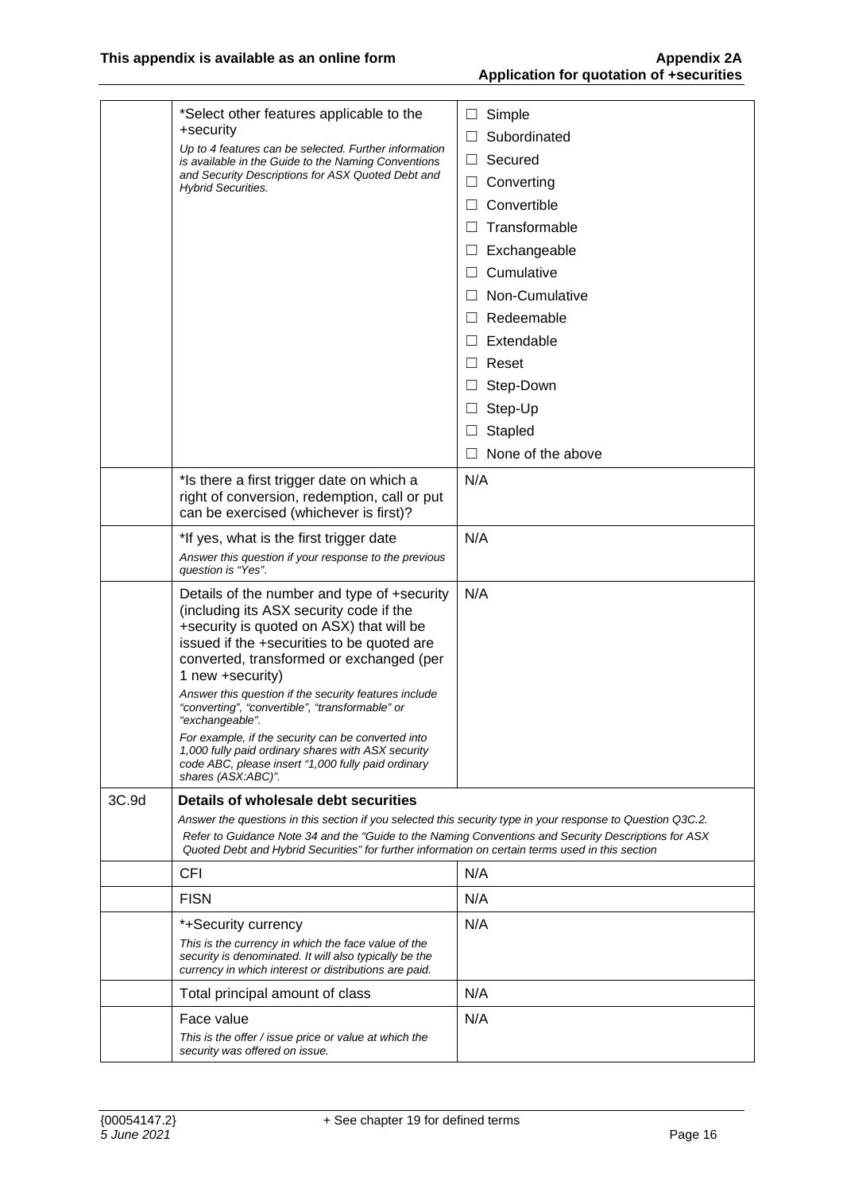| | | |
|---|---|---|
| | *Select other features applicable to the +security<br>*Up to 4 features can be selected. Further information is available in the Guide to the Naming Conventions and Security Descriptions for ASX Quoted Debt and Hybrid Securities.* | ☐ Simple<br>☐ Subordinated<br>☐ Secured<br>☐ Converting<br>☐ Convertible<br>☐ Transformable<br>☐ Exchangeable<br>☐ Cumulative<br>☐ Non-Cumulative<br>☐ Redeemable<br>☐ Extendable<br>☐ Reset<br>☐ Step-Down<br>☐ Step-Up<br>☐ Stapled<br>☐ None of the above |
| | *Is there a first trigger date on which a right of conversion, redemption, call or put can be exercised (whichever is first)? | N/A |
| | *If yes, what is the first trigger date<br>*Answer this question if your response to the previous question is "Yes".* | N/A |
| | Details of the number and type of +security (including its ASX security code if the +security is quoted on ASX) that will be issued if the +securities to be quoted are converted, transformed or exchanged (per 1 new +security)<br>*Answer this question if the security features include "converting", "convertible", "transformable" or "exchangeable".*<br>*For example, if the security can be converted into 1,000 fully paid ordinary shares with ASX security code ABC, please insert "1,000 fully paid ordinary shares (ASX:ABC)".* | N/A |
| 3C.9d | **Details of wholesale debt securities**<br>*Answer the questions in this section if you selected this security type in your response to Question Q3C.2.*<br>*Refer to Guidance Note 34 and the "Guide to the Naming Conventions and Security Descriptions for ASX Quoted Debt and Hybrid Securities" for further information on certain terms used in this section* | |
| | CFI | N/A |
| | FISN | N/A |
| | *+Security currency<br>*This is the currency in which the face value of the security is denominated. It will also typically be the currency in which interest or distributions are paid.* | N/A |
| | Total principal amount of class | N/A |
| | Face value<br>*This is the offer / issue price or value at which the security was offered on issue.* | N/A |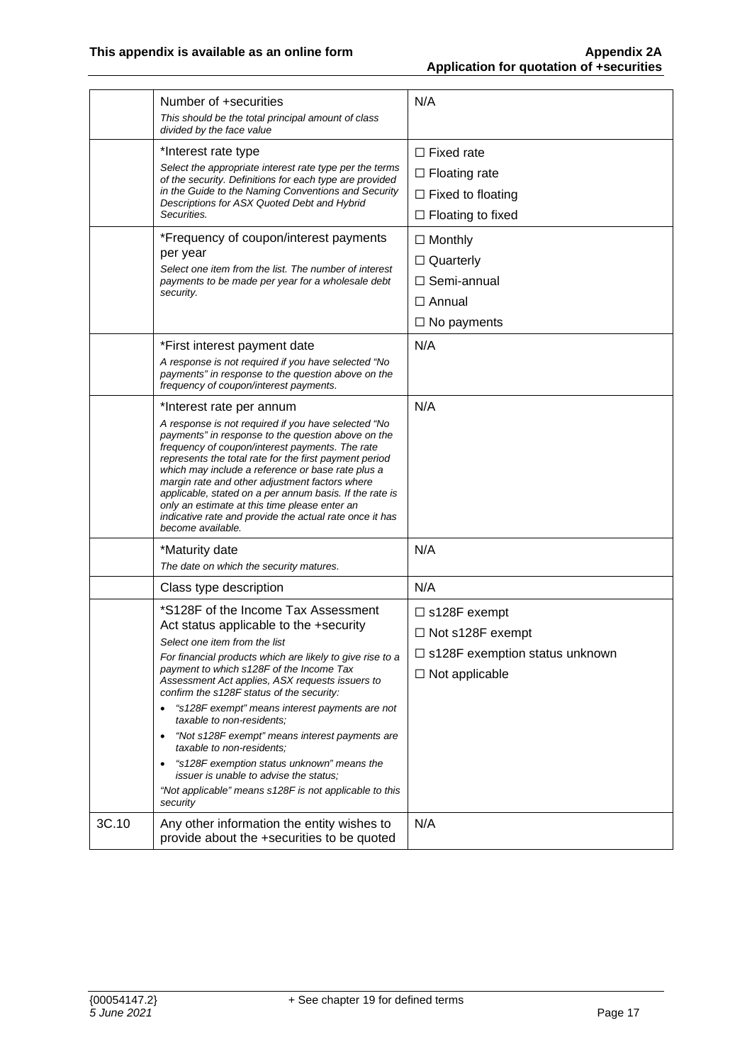| | | |
|---|---|---|
| | Number of +securities<br>*This should be the total principal amount of class divided by the face value* | N/A |
| | *Interest rate type<br>*Select the appropriate interest rate type per the terms of the security. Definitions for each type are provided in the Guide to the Naming Conventions and Security Descriptions for ASX Quoted Debt and Hybrid Securities.* | ☐ Fixed rate<br>☐ Floating rate<br>☐ Fixed to floating<br>☐ Floating to fixed |
| | *Frequency of coupon/interest payments per year<br>*Select one item from the list. The number of interest payments to be made per year for a wholesale debt security.* | ☐ Monthly<br>☐ Quarterly<br>☐ Semi-annual<br>☐ Annual<br>☐ No payments |
| | *First interest payment date<br>*A response is not required if you have selected "No payments" in response to the question above on the frequency of coupon/interest payments.* | N/A |
| | *Interest rate per annum<br>*A response is not required if you have selected "No payments" in response to the question above on the frequency of coupon/interest payments. The rate represents the total rate for the first payment period which may include a reference or base rate plus a margin rate and other adjustment factors where applicable, stated on a per annum basis. If the rate is only an estimate at this time please enter an indicative rate and provide the actual rate once it has become available.* | N/A |
| | *Maturity date<br>*The date on which the security matures.* | N/A |
| | Class type description | N/A |
| | *S128F of the Income Tax Assessment Act status applicable to the +security<br>*Select one item from the list*<br>*For financial products which are likely to give rise to a payment to which s128F of the Income Tax Assessment Act applies, ASX requests issuers to confirm the s128F status of the security:*<br>• *"s128F exempt" means interest payments are not taxable to non-residents;*<br>• *"Not s128F exempt" means interest payments are taxable to non-residents;*<br>• *"s128F exemption status unknown" means the issuer is unable to advise the status;*<br>*"Not applicable" means s128F is not applicable to this security* | ☐ s128F exempt<br>☐ Not s128F exempt<br>☐ s128F exemption status unknown<br>☐ Not applicable |
| 3C.10 | Any other information the entity wishes to provide about the +securities to be quoted | N/A |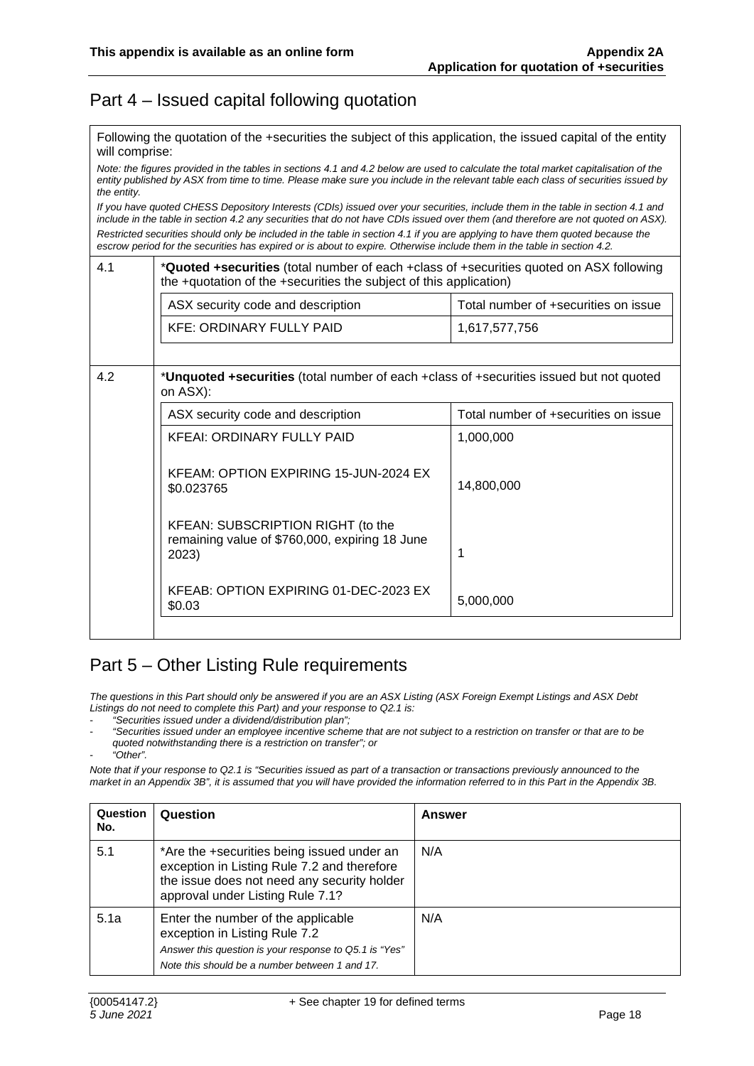## Part 4 – Issued capital following quotation

Following the quotation of the +securities the subject of this application, the issued capital of the entity will comprise:

*Note: the figures provided in the tables in sections 4.1 and 4.2 below are used to calculate the total market capitalisation of the entity published by ASX from time to time. Please make sure you include in the relevant table each class of securities issued by the entity.*

*If you have quoted CHESS Depository Interests (CDIs) issued over your securities, include them in the table in section 4.1 and include in the table in section 4.2 any securities that do not have CDIs issued over them (and therefore are not quoted on ASX).*

*Restricted securities should only be included in the table in section 4.1 if you are applying to have them quoted because the escrow period for the securities has expired or is about to expire. Otherwise include them in the table in section 4.2.*

**4.1** *__Quoted +securities__ (total number of each +class of +securities quoted on ASX following the +quotation of the +securities the subject of this application)

| ASX security code and description | Total number of +securities on issue |
|---|---|
| KFE: ORDINARY FULLY PAID | 1,617,577,756 |

**4.2** *__Unquoted +securities__ (total number of each +class of +securities issued but not quoted on ASX):

| ASX security code and description | Total number of +securities on issue |
|---|---|
| KFEAI: ORDINARY FULLY PAID | 1,000,000 |
| KFEAM: OPTION EXPIRING 15-JUN-2024 EX $0.023765 | 14,800,000 |
| KFEAN: SUBSCRIPTION RIGHT (to the remaining value of $760,000, expiring 18 June 2023) | 1 |
| KFEAB: OPTION EXPIRING 01-DEC-2023 EX $0.03 | 5,000,000 |

## Part 5 – Other Listing Rule requirements

*The questions in this Part should only be answered if you are an ASX Listing (ASX Foreign Exempt Listings and ASX Debt Listings do not need to complete this Part) and your response to Q2.1 is:*

- *"Securities issued under a dividend/distribution plan";*
- *"Securities issued under an employee incentive scheme that are not subject to a restriction on transfer or that are to be quoted notwithstanding there is a restriction on transfer"; or*
- *"Other".*

*Note that if your response to Q2.1 is "Securities issued as part of a transaction or transactions previously announced to the market in an Appendix 3B", it is assumed that you will have provided the information referred to in this Part in the Appendix 3B.*

| Question No. | Question | Answer |
|---|---|---|
| 5.1 | *Are the +securities being issued under an exception in Listing Rule 7.2 and therefore the issue does not need any security holder approval under Listing Rule 7.1? | N/A |
| 5.1a | Enter the number of the applicable exception in Listing Rule 7.2<br>*Answer this question is your response to Q5.1 is "Yes"*<br>*Note this should be a number between 1 and 17.* | N/A |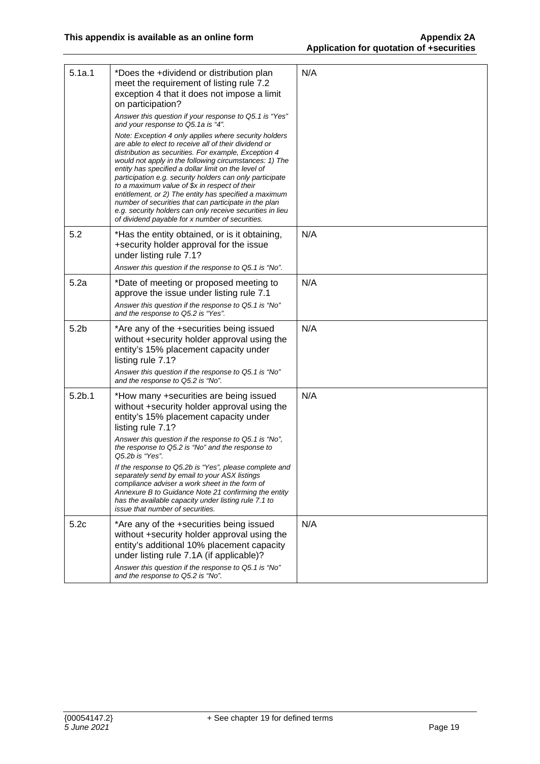| | | |
|---|---|---|
| 5.1a.1 | *Does the +dividend or distribution plan meet the requirement of listing rule 7.2 exception 4 that it does not impose a limit on participation?<br>*Answer this question if your response to Q5.1 is "Yes" and your response to Q5.1a is "4".*<br>*Note: Exception 4 only applies where security holders are able to elect to receive all of their dividend or distribution as securities. For example, Exception 4 would not apply in the following circumstances: 1) The entity has specified a dollar limit on the level of participation e.g. security holders can only participate to a maximum value of $x in respect of their entitlement, or 2) The entity has specified a maximum number of securities that can participate in the plan e.g. security holders can only receive securities in lieu of dividend payable for x number of securities.* | N/A |
| 5.2 | *Has the entity obtained, or is it obtaining, +security holder approval for the issue under listing rule 7.1?<br>*Answer this question if the response to Q5.1 is "No".* | N/A |
| 5.2a | *Date of meeting or proposed meeting to approve the issue under listing rule 7.1<br>*Answer this question if the response to Q5.1 is "No" and the response to Q5.2 is "Yes".* | N/A |
| 5.2b | *Are any of the +securities being issued without +security holder approval using the entity's 15% placement capacity under listing rule 7.1?<br>*Answer this question if the response to Q5.1 is "No" and the response to Q5.2 is "No".* | N/A |
| 5.2b.1 | *How many +securities are being issued without +security holder approval using the entity's 15% placement capacity under listing rule 7.1?<br>*Answer this question if the response to Q5.1 is "No", the response to Q5.2 is "No" and the response to Q5.2b is "Yes".*<br>*If the response to Q5.2b is "Yes", please complete and separately send by email to your ASX listings compliance adviser a work sheet in the form of Annexure B to Guidance Note 21 confirming the entity has the available capacity under listing rule 7.1 to issue that number of securities.* | N/A |
| 5.2c | *Are any of the +securities being issued without +security holder approval using the entity's additional 10% placement capacity under listing rule 7.1A (if applicable)?<br>*Answer this question if the response to Q5.1 is "No" and the response to Q5.2 is "No".* | N/A |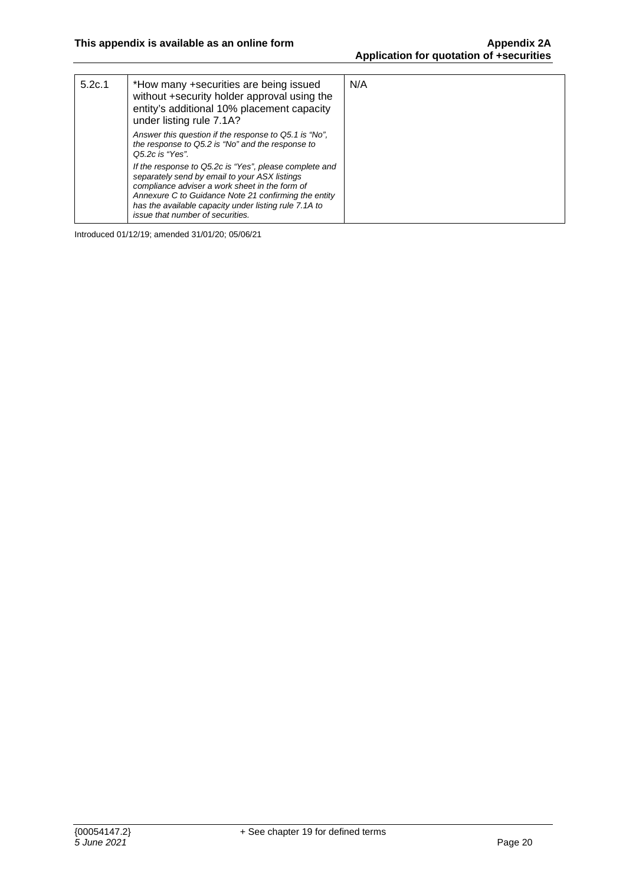| | | |
|---|---|---|
| 5.2c.1 | *How many +securities are being issued without +security holder approval using the entity's additional 10% placement capacity under listing rule 7.1A?<br><br>*Answer this question if the response to Q5.1 is "No", the response to Q5.2 is "No" and the response to Q5.2c is "Yes".*<br><br>*If the response to Q5.2c is "Yes", please complete and separately send by email to your ASX listings compliance adviser a work sheet in the form of Annexure C to Guidance Note 21 confirming the entity has the available capacity under listing rule 7.1A to issue that number of securities.* | N/A |

Introduced 01/12/19; amended 31/01/20; 05/06/21